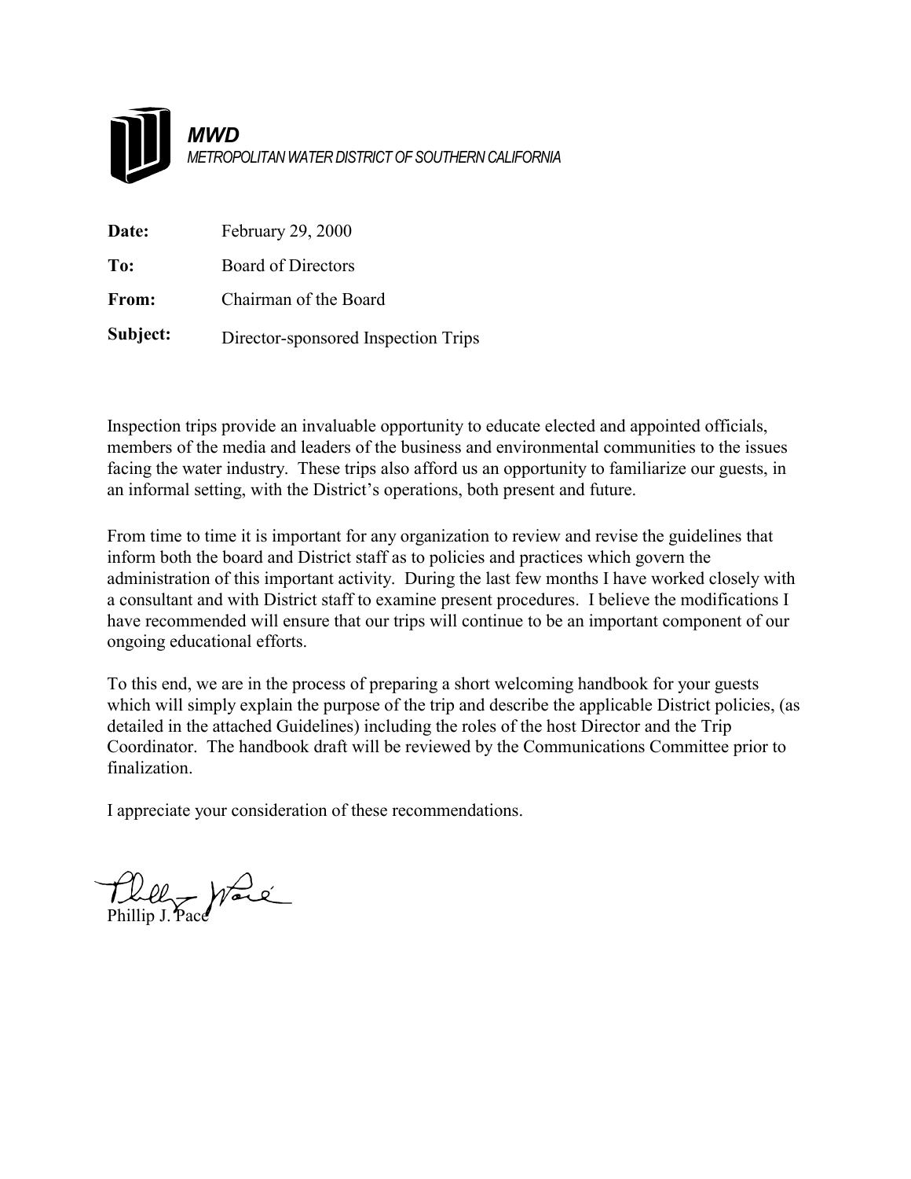***MWD***
*METROPOLITAN WATER DISTRICT OF SOUTHERN CALIFORNIA*

**Date:** February 29, 2000

**To:** Board of Directors

**From:** Chairman of the Board

**Subject:** Director-sponsored Inspection Trips

Inspection trips provide an invaluable opportunity to educate elected and appointed officials, members of the media and leaders of the business and environmental communities to the issues facing the water industry. These trips also afford us an opportunity to familiarize our guests, in an informal setting, with the District's operations, both present and future.

From time to time it is important for any organization to review and revise the guidelines that inform both the board and District staff as to policies and practices which govern the administration of this important activity. During the last few months I have worked closely with a consultant and with District staff to examine present procedures. I believe the modifications I have recommended will ensure that our trips will continue to be an important component of our ongoing educational efforts.

To this end, we are in the process of preparing a short welcoming handbook for your guests which will simply explain the purpose of the trip and describe the applicable District policies, (as detailed in the attached Guidelines) including the roles of the host Director and the Trip Coordinator. The handbook draft will be reviewed by the Communications Committee prior to finalization.

I appreciate your consideration of these recommendations.

Phillip J. Pace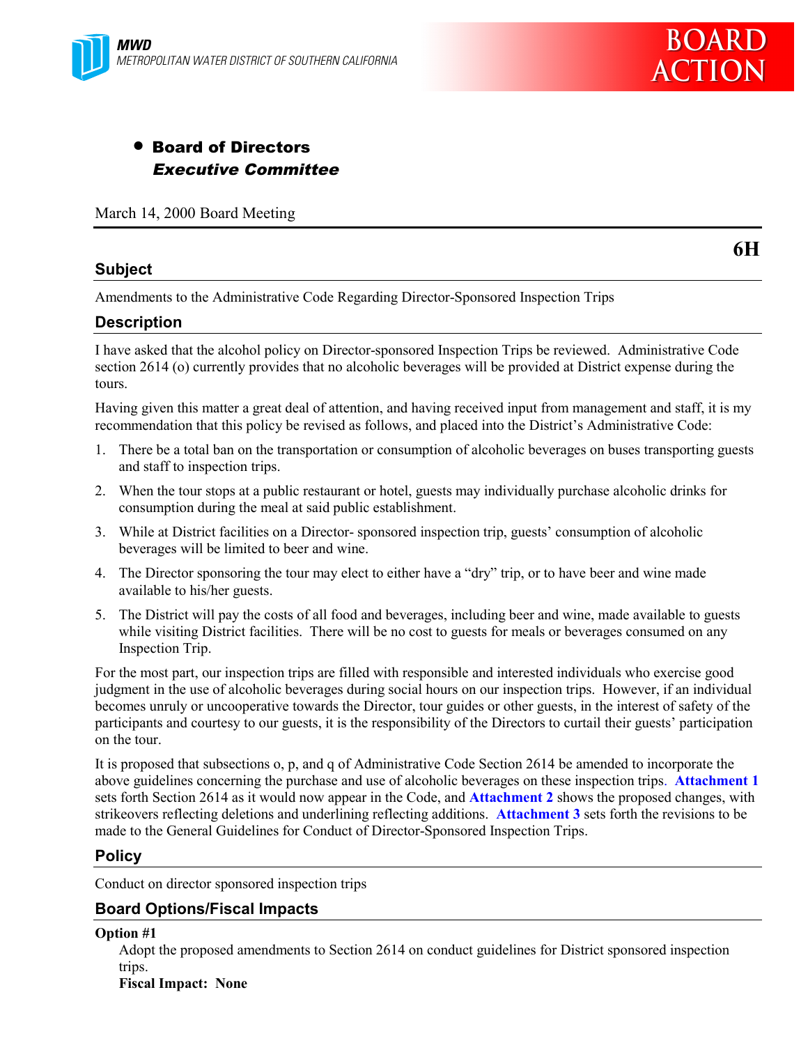MWD
METROPOLITAN WATER DISTRICT OF SOUTHERN CALIFORNIA

BOARD ACTION

- **Board of Directors**
  ***Executive Committee***

March 14, 2000 Board Meeting

**6H**

## Subject

Amendments to the Administrative Code Regarding Director-Sponsored Inspection Trips

## Description

I have asked that the alcohol policy on Director-sponsored Inspection Trips be reviewed. Administrative Code section 2614 (o) currently provides that no alcoholic beverages will be provided at District expense during the tours.

Having given this matter a great deal of attention, and having received input from management and staff, it is my recommendation that this policy be revised as follows, and placed into the District's Administrative Code:

1. There be a total ban on the transportation or consumption of alcoholic beverages on buses transporting guests and staff to inspection trips.
2. When the tour stops at a public restaurant or hotel, guests may individually purchase alcoholic drinks for consumption during the meal at said public establishment.
3. While at District facilities on a Director- sponsored inspection trip, guests' consumption of alcoholic beverages will be limited to beer and wine.
4. The Director sponsoring the tour may elect to either have a "dry" trip, or to have beer and wine made available to his/her guests.
5. The District will pay the costs of all food and beverages, including beer and wine, made available to guests while visiting District facilities. There will be no cost to guests for meals or beverages consumed on any Inspection Trip.

For the most part, our inspection trips are filled with responsible and interested individuals who exercise good judgment in the use of alcoholic beverages during social hours on our inspection trips. However, if an individual becomes unruly or uncooperative towards the Director, tour guides or other guests, in the interest of safety of the participants and courtesy to our guests, it is the responsibility of the Directors to curtail their guests' participation on the tour.

It is proposed that subsections o, p, and q of Administrative Code Section 2614 be amended to incorporate the above guidelines concerning the purchase and use of alcoholic beverages on these inspection trips. **Attachment 1** sets forth Section 2614 as it would now appear in the Code, and **Attachment 2** shows the proposed changes, with strikeovers reflecting deletions and underlining reflecting additions. **Attachment 3** sets forth the revisions to be made to the General Guidelines for Conduct of Director-Sponsored Inspection Trips.

## Policy

Conduct on director sponsored inspection trips

## Board Options/Fiscal Impacts

**Option #1**

Adopt the proposed amendments to Section 2614 on conduct guidelines for District sponsored inspection trips.
**Fiscal Impact: None**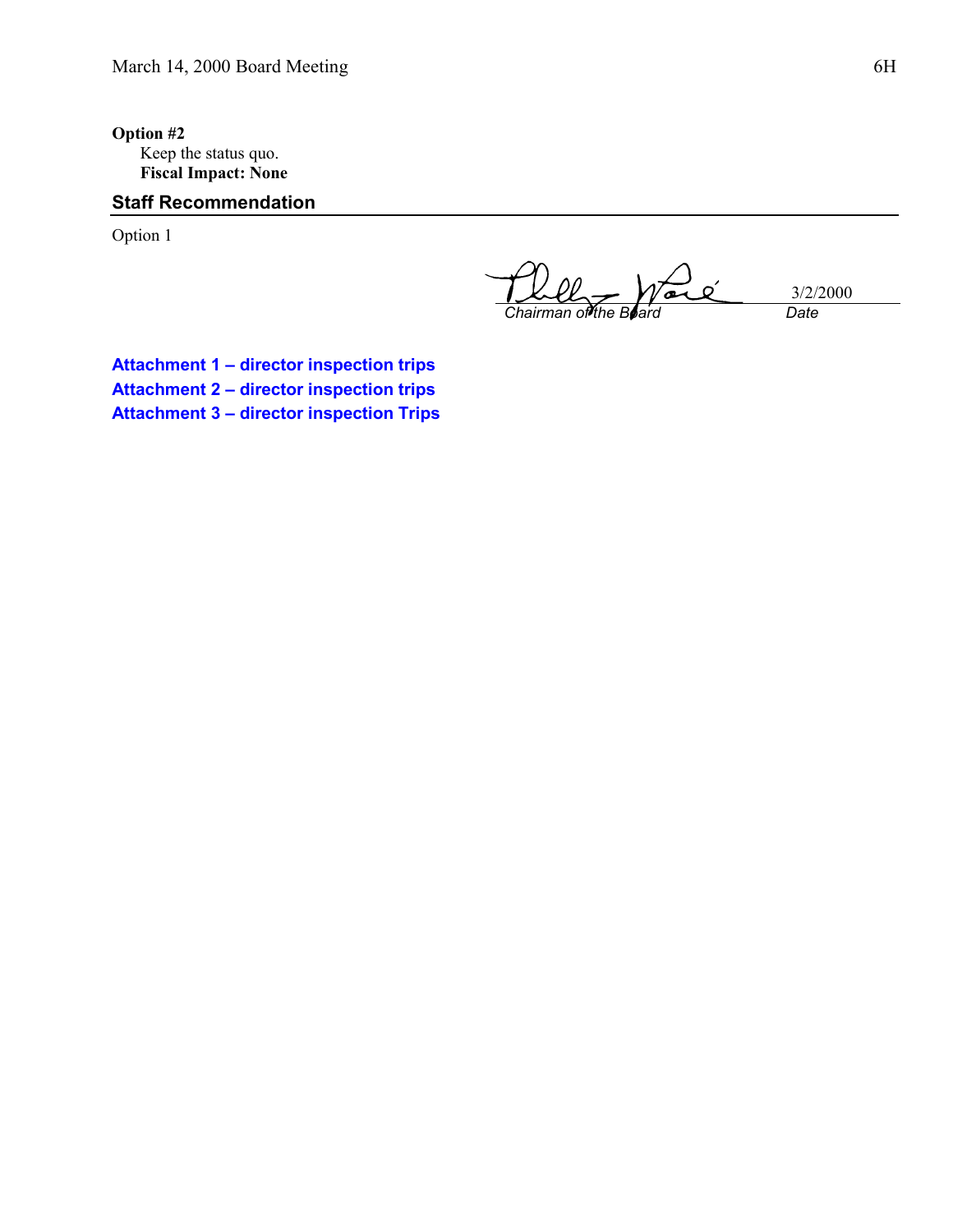**Option #2**

Keep the status quo.

**Fiscal Impact: None**

## Staff Recommendation

Option 1

Chairman of the Board — Date: 3/2/2000

**Attachment 1 – director inspection trips**

**Attachment 2 – director inspection trips**

**Attachment 3 – director inspection Trips**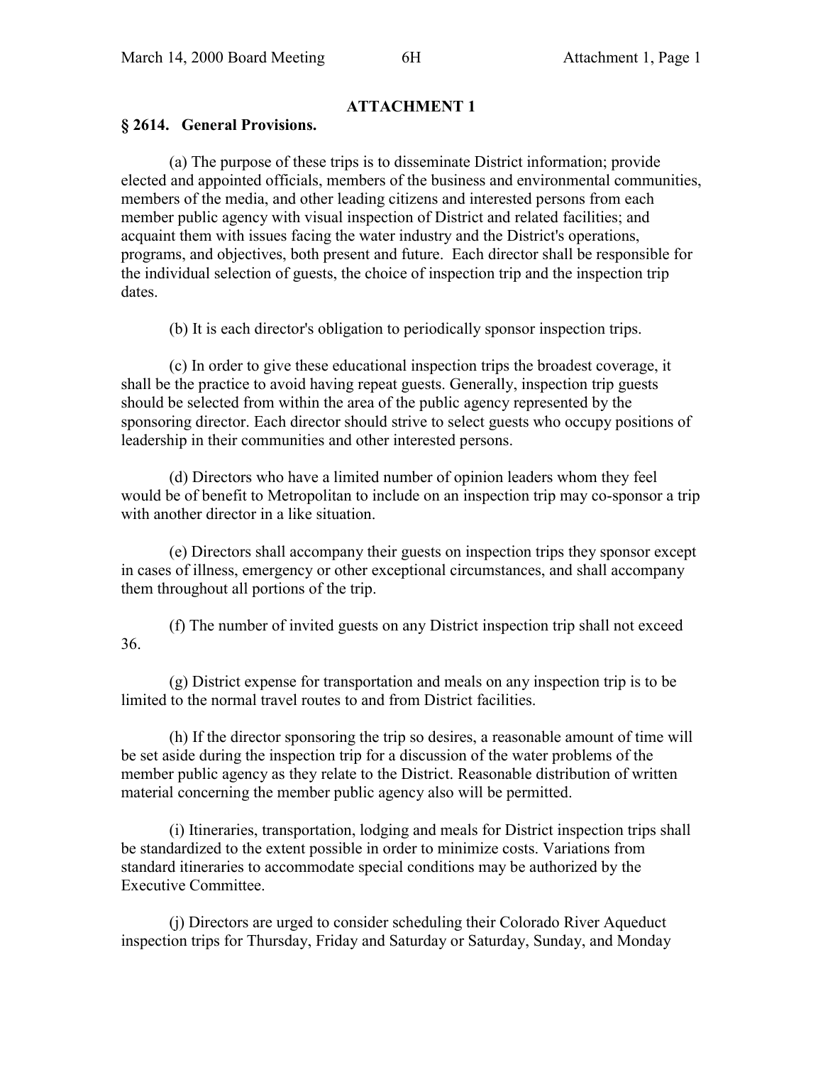# ATTACHMENT 1

## § 2614. General Provisions.

(a) The purpose of these trips is to disseminate District information; provide elected and appointed officials, members of the business and environmental communities, members of the media, and other leading citizens and interested persons from each member public agency with visual inspection of District and related facilities; and acquaint them with issues facing the water industry and the District's operations, programs, and objectives, both present and future. Each director shall be responsible for the individual selection of guests, the choice of inspection trip and the inspection trip dates.

(b) It is each director's obligation to periodically sponsor inspection trips.

(c) In order to give these educational inspection trips the broadest coverage, it shall be the practice to avoid having repeat guests. Generally, inspection trip guests should be selected from within the area of the public agency represented by the sponsoring director. Each director should strive to select guests who occupy positions of leadership in their communities and other interested persons.

(d) Directors who have a limited number of opinion leaders whom they feel would be of benefit to Metropolitan to include on an inspection trip may co-sponsor a trip with another director in a like situation.

(e) Directors shall accompany their guests on inspection trips they sponsor except in cases of illness, emergency or other exceptional circumstances, and shall accompany them throughout all portions of the trip.

(f) The number of invited guests on any District inspection trip shall not exceed 36.

(g) District expense for transportation and meals on any inspection trip is to be limited to the normal travel routes to and from District facilities.

(h) If the director sponsoring the trip so desires, a reasonable amount of time will be set aside during the inspection trip for a discussion of the water problems of the member public agency as they relate to the District. Reasonable distribution of written material concerning the member public agency also will be permitted.

(i) Itineraries, transportation, lodging and meals for District inspection trips shall be standardized to the extent possible in order to minimize costs. Variations from standard itineraries to accommodate special conditions may be authorized by the Executive Committee.

(j) Directors are urged to consider scheduling their Colorado River Aqueduct inspection trips for Thursday, Friday and Saturday or Saturday, Sunday, and Monday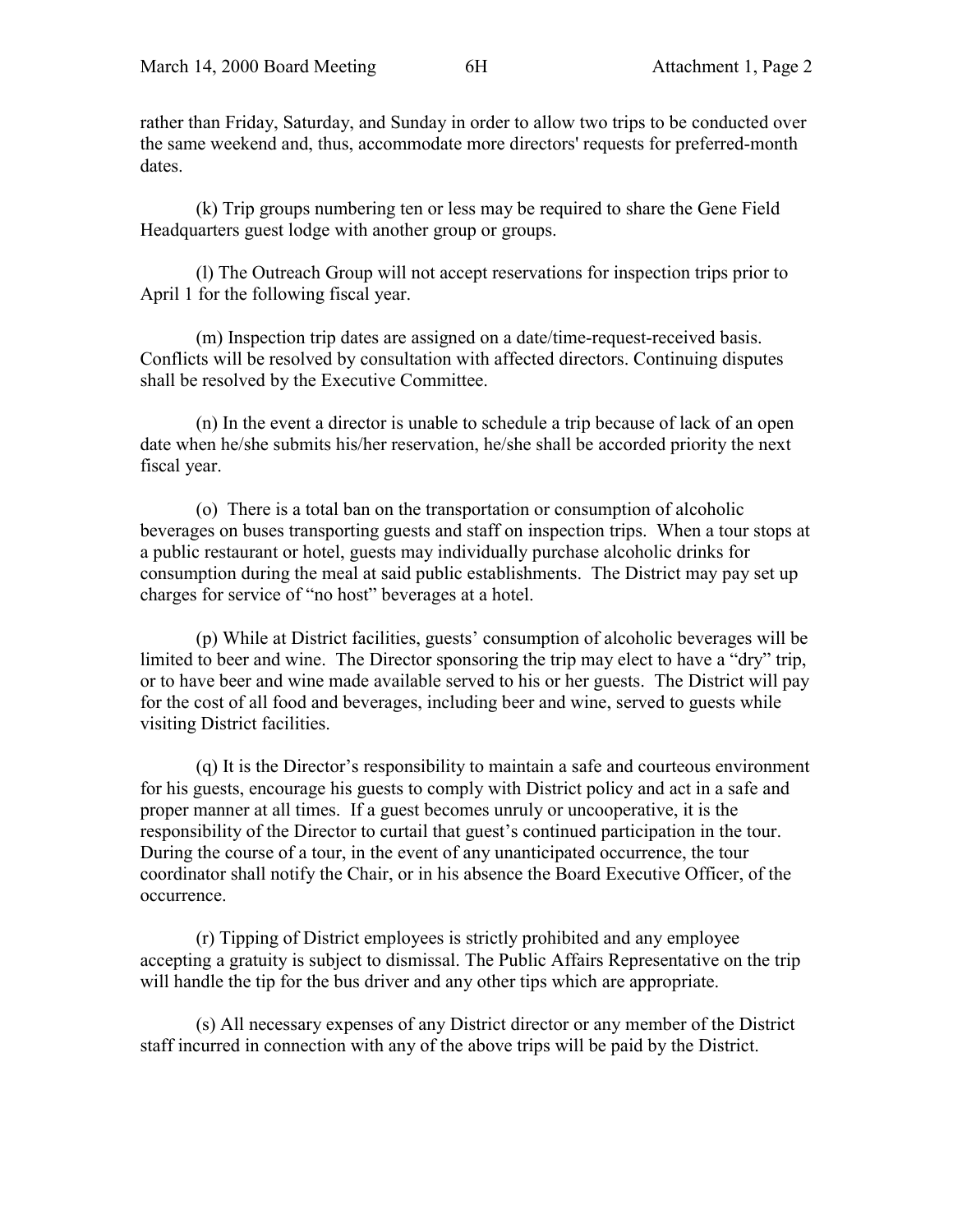rather than Friday, Saturday, and Sunday in order to allow two trips to be conducted over the same weekend and, thus, accommodate more directors' requests for preferred-month dates.

(k) Trip groups numbering ten or less may be required to share the Gene Field Headquarters guest lodge with another group or groups.

(l) The Outreach Group will not accept reservations for inspection trips prior to April 1 for the following fiscal year.

(m) Inspection trip dates are assigned on a date/time-request-received basis. Conflicts will be resolved by consultation with affected directors. Continuing disputes shall be resolved by the Executive Committee.

(n) In the event a director is unable to schedule a trip because of lack of an open date when he/she submits his/her reservation, he/she shall be accorded priority the next fiscal year.

(o) There is a total ban on the transportation or consumption of alcoholic beverages on buses transporting guests and staff on inspection trips. When a tour stops at a public restaurant or hotel, guests may individually purchase alcoholic drinks for consumption during the meal at said public establishments. The District may pay set up charges for service of "no host" beverages at a hotel.

(p) While at District facilities, guests' consumption of alcoholic beverages will be limited to beer and wine. The Director sponsoring the trip may elect to have a "dry" trip, or to have beer and wine made available served to his or her guests. The District will pay for the cost of all food and beverages, including beer and wine, served to guests while visiting District facilities.

(q) It is the Director's responsibility to maintain a safe and courteous environment for his guests, encourage his guests to comply with District policy and act in a safe and proper manner at all times. If a guest becomes unruly or uncooperative, it is the responsibility of the Director to curtail that guest's continued participation in the tour. During the course of a tour, in the event of any unanticipated occurrence, the tour coordinator shall notify the Chair, or in his absence the Board Executive Officer, of the occurrence.

(r) Tipping of District employees is strictly prohibited and any employee accepting a gratuity is subject to dismissal. The Public Affairs Representative on the trip will handle the tip for the bus driver and any other tips which are appropriate.

(s) All necessary expenses of any District director or any member of the District staff incurred in connection with any of the above trips will be paid by the District.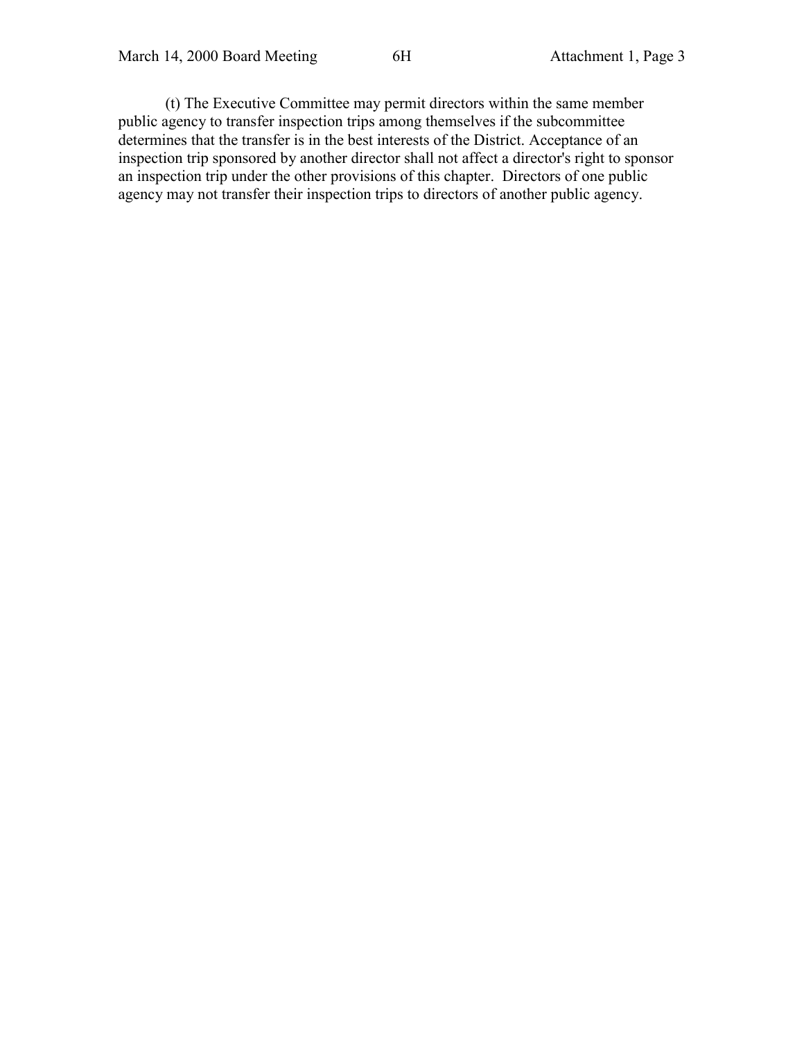(t) The Executive Committee may permit directors within the same member public agency to transfer inspection trips among themselves if the subcommittee determines that the transfer is in the best interests of the District. Acceptance of an inspection trip sponsored by another director shall not affect a director's right to sponsor an inspection trip under the other provisions of this chapter. Directors of one public agency may not transfer their inspection trips to directors of another public agency.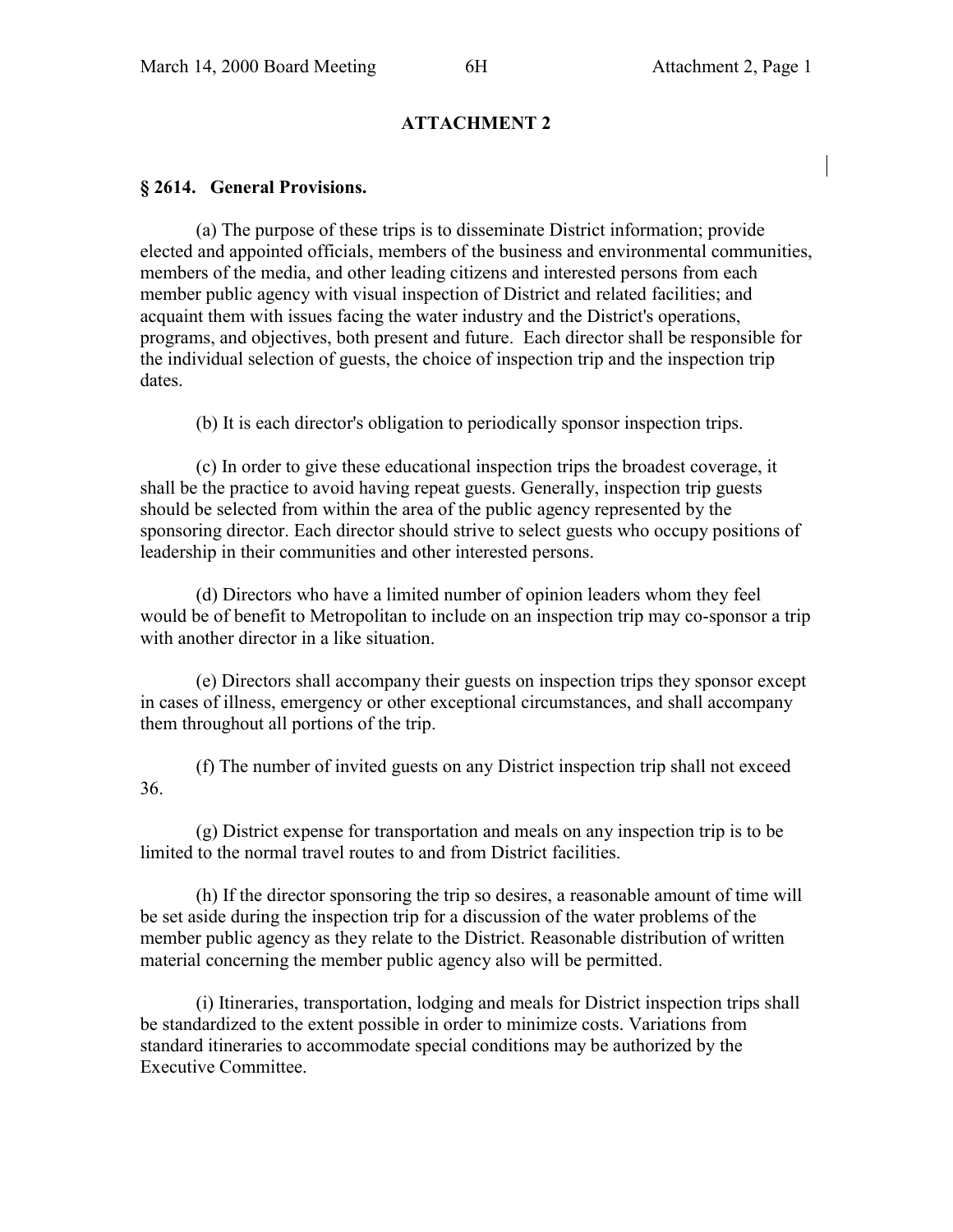## ATTACHMENT 2

### § 2614. General Provisions.

(a) The purpose of these trips is to disseminate District information; provide elected and appointed officials, members of the business and environmental communities, members of the media, and other leading citizens and interested persons from each member public agency with visual inspection of District and related facilities; and acquaint them with issues facing the water industry and the District's operations, programs, and objectives, both present and future. Each director shall be responsible for the individual selection of guests, the choice of inspection trip and the inspection trip dates.

(b) It is each director's obligation to periodically sponsor inspection trips.

(c) In order to give these educational inspection trips the broadest coverage, it shall be the practice to avoid having repeat guests. Generally, inspection trip guests should be selected from within the area of the public agency represented by the sponsoring director. Each director should strive to select guests who occupy positions of leadership in their communities and other interested persons.

(d) Directors who have a limited number of opinion leaders whom they feel would be of benefit to Metropolitan to include on an inspection trip may co-sponsor a trip with another director in a like situation.

(e) Directors shall accompany their guests on inspection trips they sponsor except in cases of illness, emergency or other exceptional circumstances, and shall accompany them throughout all portions of the trip.

(f) The number of invited guests on any District inspection trip shall not exceed 36.

(g) District expense for transportation and meals on any inspection trip is to be limited to the normal travel routes to and from District facilities.

(h) If the director sponsoring the trip so desires, a reasonable amount of time will be set aside during the inspection trip for a discussion of the water problems of the member public agency as they relate to the District. Reasonable distribution of written material concerning the member public agency also will be permitted.

(i) Itineraries, transportation, lodging and meals for District inspection trips shall be standardized to the extent possible in order to minimize costs. Variations from standard itineraries to accommodate special conditions may be authorized by the Executive Committee.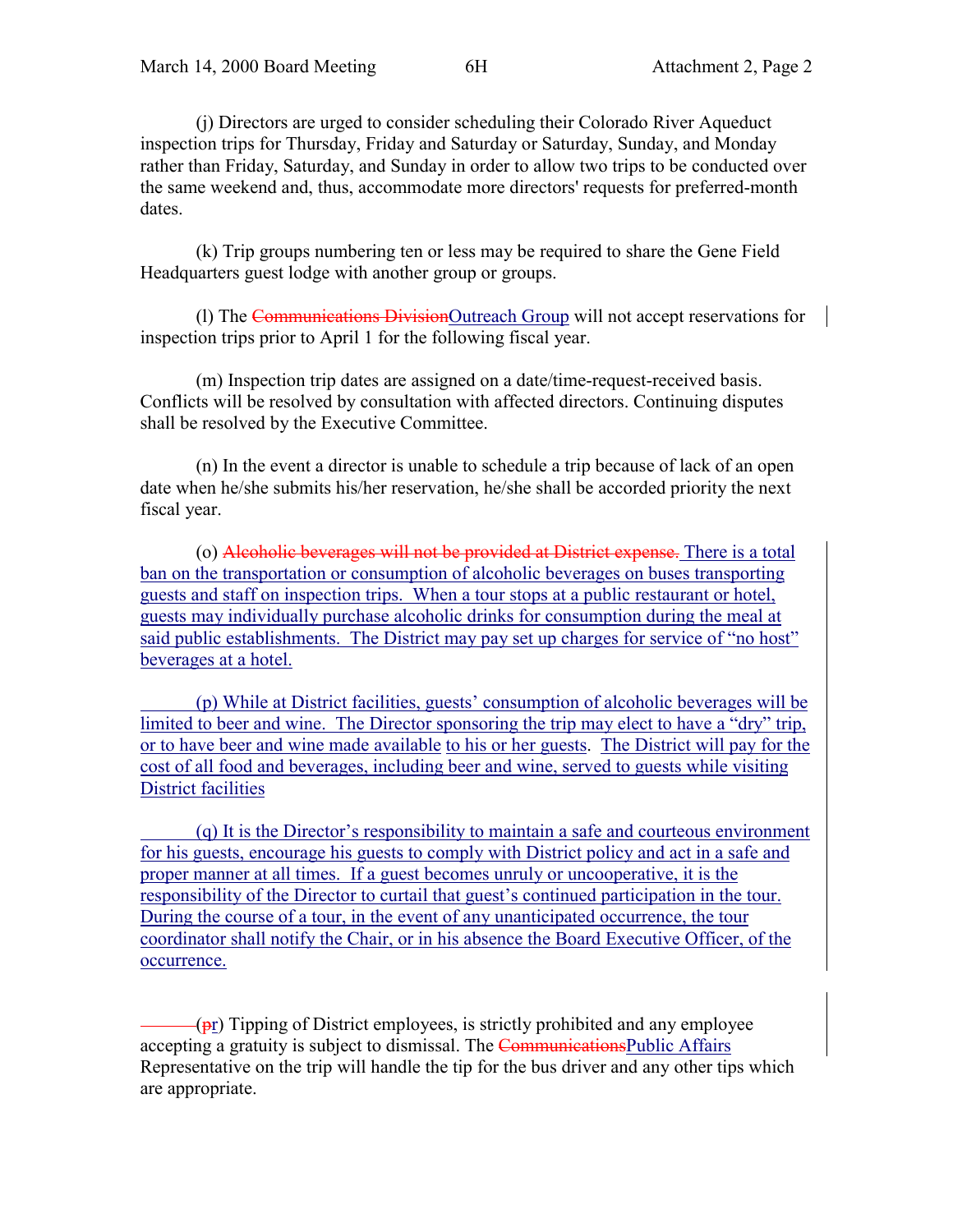(j) Directors are urged to consider scheduling their Colorado River Aqueduct inspection trips for Thursday, Friday and Saturday or Saturday, Sunday, and Monday rather than Friday, Saturday, and Sunday in order to allow two trips to be conducted over the same weekend and, thus, accommodate more directors' requests for preferred-month dates.

(k) Trip groups numbering ten or less may be required to share the Gene Field Headquarters guest lodge with another group or groups.

(l) The ~~Communications Division~~Outreach Group will not accept reservations for inspection trips prior to April 1 for the following fiscal year.

(m) Inspection trip dates are assigned on a date/time-request-received basis. Conflicts will be resolved by consultation with affected directors. Continuing disputes shall be resolved by the Executive Committee.

(n) In the event a director is unable to schedule a trip because of lack of an open date when he/she submits his/her reservation, he/she shall be accorded priority the next fiscal year.

(o) ~~Alcoholic beverages will not be provided at District expense.~~ There is a total ban on the transportation or consumption of alcoholic beverages on buses transporting guests and staff on inspection trips. When a tour stops at a public restaurant or hotel, guests may individually purchase alcoholic drinks for consumption during the meal at said public establishments. The District may pay set up charges for service of "no host" beverages at a hotel.

(p) While at District facilities, guests' consumption of alcoholic beverages will be limited to beer and wine. The Director sponsoring the trip may elect to have a "dry" trip, or to have beer and wine made available to his or her guests. The District will pay for the cost of all food and beverages, including beer and wine, served to guests while visiting District facilities

(q) It is the Director's responsibility to maintain a safe and courteous environment for his guests, encourage his guests to comply with District policy and act in a safe and proper manner at all times. If a guest becomes unruly or uncooperative, it is the responsibility of the Director to curtail that guest's continued participation in the tour. During the course of a tour, in the event of any unanticipated occurrence, the tour coordinator shall notify the Chair, or in his absence the Board Executive Officer, of the occurrence.

(~~p~~r) Tipping of District employees, is strictly prohibited and any employee accepting a gratuity is subject to dismissal. The ~~Communications~~Public Affairs Representative on the trip will handle the tip for the bus driver and any other tips which are appropriate.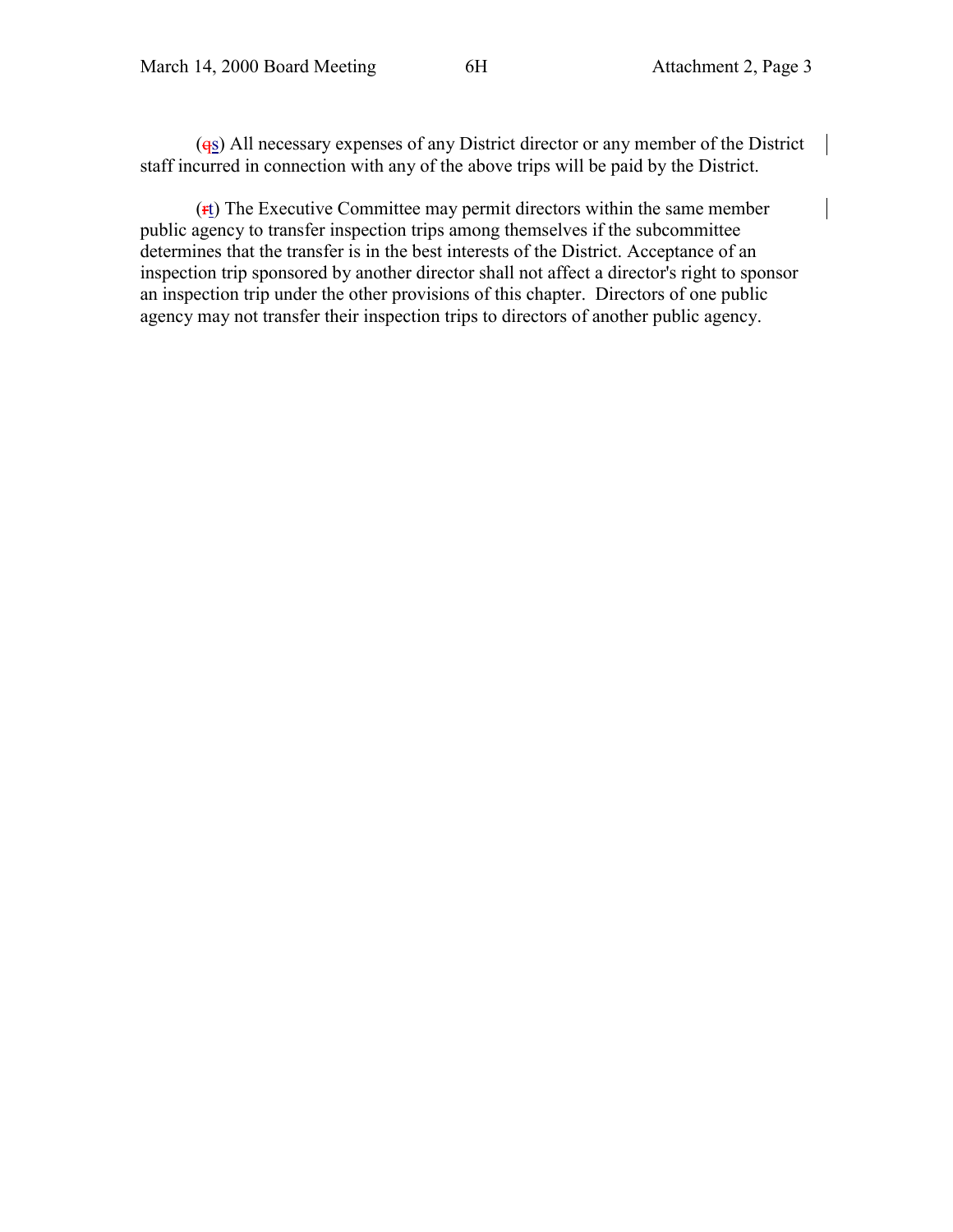(~~q~~s) All necessary expenses of any District director or any member of the District staff incurred in connection with any of the above trips will be paid by the District.

(~~r~~t) The Executive Committee may permit directors within the same member public agency to transfer inspection trips among themselves if the subcommittee determines that the transfer is in the best interests of the District. Acceptance of an inspection trip sponsored by another director shall not affect a director's right to sponsor an inspection trip under the other provisions of this chapter. Directors of one public agency may not transfer their inspection trips to directors of another public agency.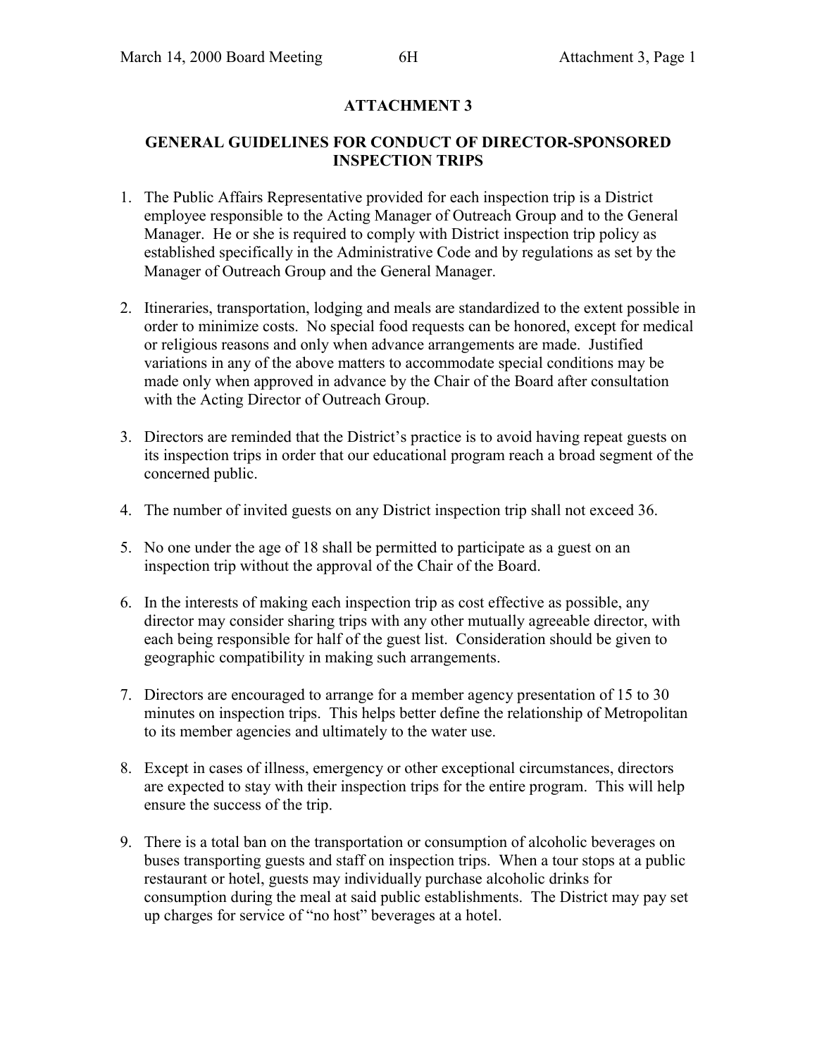## ATTACHMENT 3

## GENERAL GUIDELINES FOR CONDUCT OF DIRECTOR-SPONSORED INSPECTION TRIPS

1. The Public Affairs Representative provided for each inspection trip is a District employee responsible to the Acting Manager of Outreach Group and to the General Manager. He or she is required to comply with District inspection trip policy as established specifically in the Administrative Code and by regulations as set by the Manager of Outreach Group and the General Manager.

2. Itineraries, transportation, lodging and meals are standardized to the extent possible in order to minimize costs. No special food requests can be honored, except for medical or religious reasons and only when advance arrangements are made. Justified variations in any of the above matters to accommodate special conditions may be made only when approved in advance by the Chair of the Board after consultation with the Acting Director of Outreach Group.

3. Directors are reminded that the District's practice is to avoid having repeat guests on its inspection trips in order that our educational program reach a broad segment of the concerned public.

4. The number of invited guests on any District inspection trip shall not exceed 36.

5. No one under the age of 18 shall be permitted to participate as a guest on an inspection trip without the approval of the Chair of the Board.

6. In the interests of making each inspection trip as cost effective as possible, any director may consider sharing trips with any other mutually agreeable director, with each being responsible for half of the guest list. Consideration should be given to geographic compatibility in making such arrangements.

7. Directors are encouraged to arrange for a member agency presentation of 15 to 30 minutes on inspection trips. This helps better define the relationship of Metropolitan to its member agencies and ultimately to the water use.

8. Except in cases of illness, emergency or other exceptional circumstances, directors are expected to stay with their inspection trips for the entire program. This will help ensure the success of the trip.

9. There is a total ban on the transportation or consumption of alcoholic beverages on buses transporting guests and staff on inspection trips. When a tour stops at a public restaurant or hotel, guests may individually purchase alcoholic drinks for consumption during the meal at said public establishments. The District may pay set up charges for service of "no host" beverages at a hotel.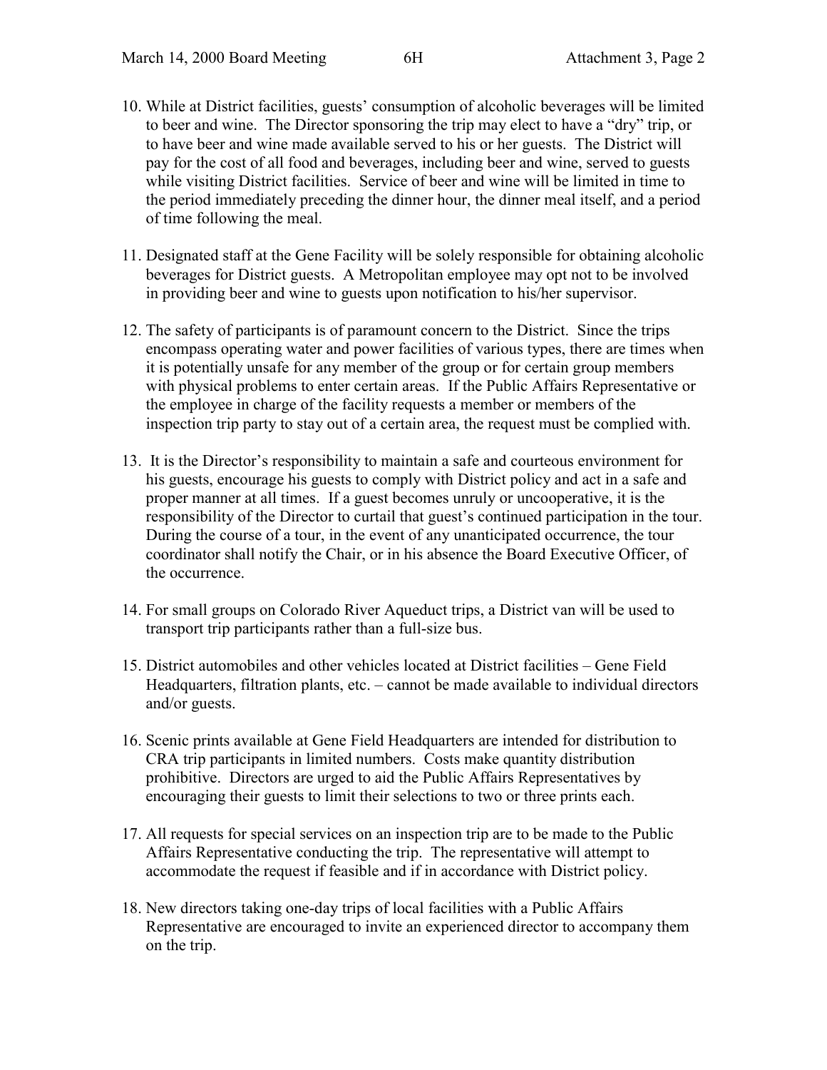10. While at District facilities, guests' consumption of alcoholic beverages will be limited to beer and wine. The Director sponsoring the trip may elect to have a "dry" trip, or to have beer and wine made available served to his or her guests. The District will pay for the cost of all food and beverages, including beer and wine, served to guests while visiting District facilities. Service of beer and wine will be limited in time to the period immediately preceding the dinner hour, the dinner meal itself, and a period of time following the meal.

11. Designated staff at the Gene Facility will be solely responsible for obtaining alcoholic beverages for District guests. A Metropolitan employee may opt not to be involved in providing beer and wine to guests upon notification to his/her supervisor.

12. The safety of participants is of paramount concern to the District. Since the trips encompass operating water and power facilities of various types, there are times when it is potentially unsafe for any member of the group or for certain group members with physical problems to enter certain areas. If the Public Affairs Representative or the employee in charge of the facility requests a member or members of the inspection trip party to stay out of a certain area, the request must be complied with.

13. It is the Director's responsibility to maintain a safe and courteous environment for his guests, encourage his guests to comply with District policy and act in a safe and proper manner at all times. If a guest becomes unruly or uncooperative, it is the responsibility of the Director to curtail that guest's continued participation in the tour. During the course of a tour, in the event of any unanticipated occurrence, the tour coordinator shall notify the Chair, or in his absence the Board Executive Officer, of the occurrence.

14. For small groups on Colorado River Aqueduct trips, a District van will be used to transport trip participants rather than a full-size bus.

15. District automobiles and other vehicles located at District facilities – Gene Field Headquarters, filtration plants, etc. – cannot be made available to individual directors and/or guests.

16. Scenic prints available at Gene Field Headquarters are intended for distribution to CRA trip participants in limited numbers. Costs make quantity distribution prohibitive. Directors are urged to aid the Public Affairs Representatives by encouraging their guests to limit their selections to two or three prints each.

17. All requests for special services on an inspection trip are to be made to the Public Affairs Representative conducting the trip. The representative will attempt to accommodate the request if feasible and if in accordance with District policy.

18. New directors taking one-day trips of local facilities with a Public Affairs Representative are encouraged to invite an experienced director to accompany them on the trip.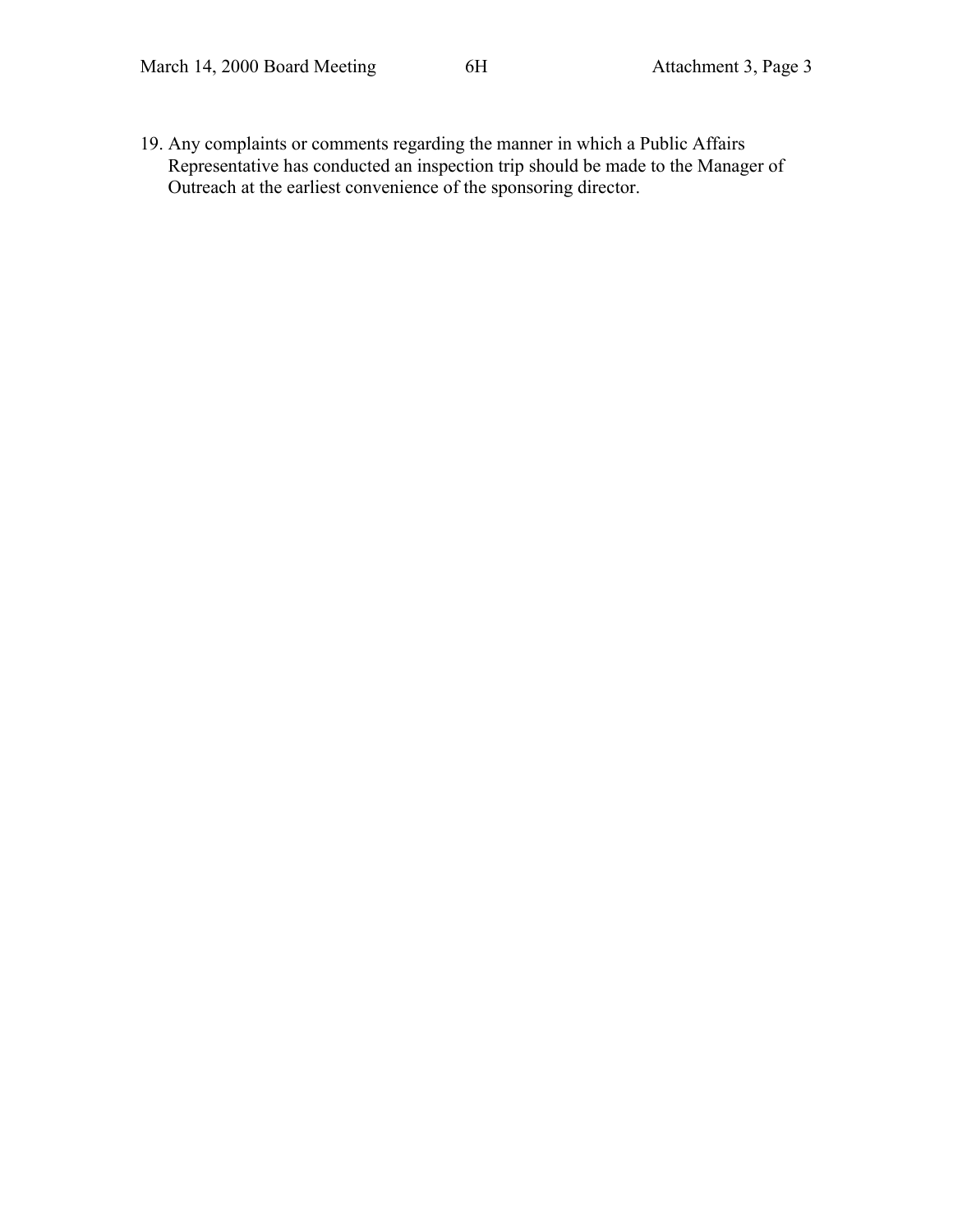19. Any complaints or comments regarding the manner in which a Public Affairs Representative has conducted an inspection trip should be made to the Manager of Outreach at the earliest convenience of the sponsoring director.